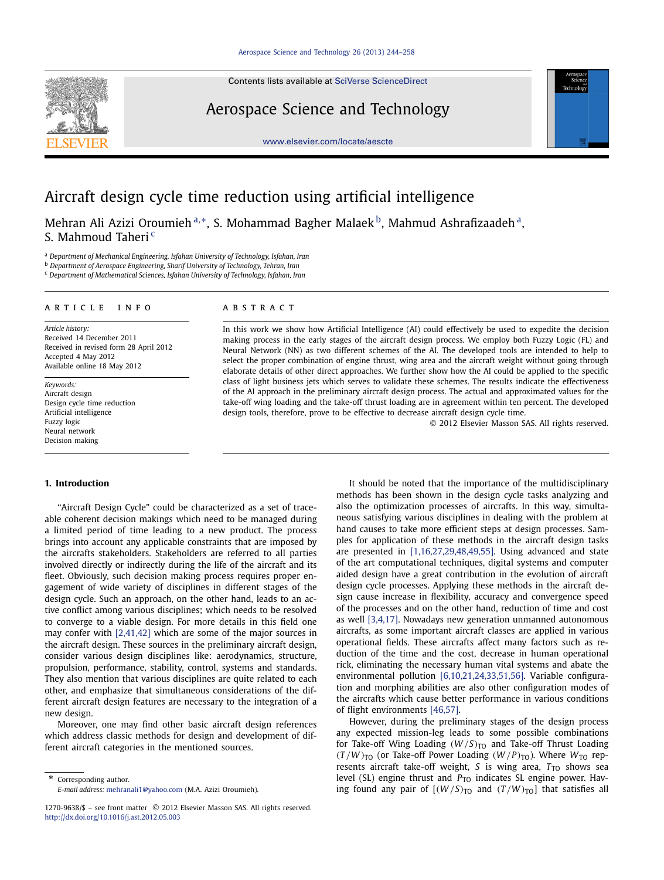# Aircraft design cycle time reduction using artificial intelligence

Mehran Ali Azizi Oroumieh [a,*], S. Mohammad Bagher Malaek [b], Mahmud Ashrafizaadeh [a], S. Mahmoud Taheri [c]

[a] Department of Mechanical Engineering, Isfahan University of Technology, Isfahan, Iran
[b] Department of Aerospace Engineering, Sharif University of Technology, Tehran, Iran
[c] Department of Mathematical Sciences, Isfahan University of Technology, Isfahan, Iran

## ARTICLE INFO

*Article history:*
Received 14 December 2011
Received in revised form 28 April 2012
Accepted 4 May 2012
Available online 18 May 2012

*Keywords:*
Aircraft design
Design cycle time reduction
Artificial intelligence
Fuzzy logic
Neural network
Decision making

## ABSTRACT

In this work we show how Artificial Intelligence (AI) could effectively be used to expedite the decision making process in the early stages of the aircraft design process. We employ both Fuzzy Logic (FL) and Neural Network (NN) as two different schemes of the AI. The developed tools are intended to help to select the proper combination of engine thrust, wing area and the aircraft weight without going through elaborate details of other direct approaches. We further show how the AI could be applied to the specific class of light business jets which serves to validate these schemes. The results indicate the effectiveness of the AI approach in the preliminary aircraft design process. The actual and approximated values for the take-off wing loading and the take-off thrust loading are in agreement within ten percent. The developed design tools, therefore, prove to be effective to decrease aircraft design cycle time.

© 2012 Elsevier Masson SAS. All rights reserved.

## 1. Introduction

"Aircraft Design Cycle" could be characterized as a set of traceable coherent decision makings which need to be managed during a limited period of time leading to a new product. The process brings into account any applicable constraints that are imposed by the aircrafts stakeholders. Stakeholders are referred to all parties involved directly or indirectly during the life of the aircraft and its fleet. Obviously, such decision making process requires proper engagement of wide variety of disciplines in different stages of the design cycle. Such an approach, on the other hand, leads to an active conflict among various disciplines; which needs to be resolved to converge to a viable design. For more details in this field one may confer with [2,41,42] which are some of the major sources in the aircraft design. These sources in the preliminary aircraft design, consider various design disciplines like: aerodynamics, structure, propulsion, performance, stability, control, systems and standards. They also mention that various disciplines are quite related to each other, and emphasize that simultaneous considerations of the different aircraft design features are necessary to the integration of a new design.

Moreover, one may find other basic aircraft design references which address classic methods for design and development of different aircraft categories in the mentioned sources.

It should be noted that the importance of the multidisciplinary methods has been shown in the design cycle tasks analyzing and also the optimization processes of aircrafts. In this way, simultaneous satisfying various disciplines in dealing with the problem at hand causes to take more efficient steps at design processes. Samples for application of these methods in the aircraft design tasks are presented in [1,16,27,29,48,49,55]. Using advanced and state of the art computational techniques, digital systems and computer aided design have a great contribution in the evolution of aircraft design cycle processes. Applying these methods in the aircraft design cause increase in flexibility, accuracy and convergence speed of the processes and on the other hand, reduction of time and cost as well [3,4,17]. Nowadays new generation unmanned autonomous aircrafts, as some important aircraft classes are applied in various operational fields. These aircrafts affect many factors such as reduction of the time and the cost, decrease in human operational rick, eliminating the necessary human vital systems and abate the environmental pollution [6,10,21,24,33,51,56]. Variable configuration and morphing abilities are also other configuration modes of the aircrafts which cause better performance in various conditions of flight environments [46,57].

However, during the preliminary stages of the design process any expected mission-leg leads to some possible combinations for Take-off Wing Loading $(W/S)_{TO}$ and Take-off Thrust Loading $(T/W)_{TO}$ (or Take-off Power Loading $(W/P)_{TO}$). Where $W_{TO}$ represents aircraft take-off weight, $S$ is wing area, $T_{TO}$ shows sea level (SL) engine thrust and $P_{TO}$ indicates SL engine power. Having found any pair of $[(W/S)_{TO}$ and $(T/W)_{TO}]$ that satisfies all

\* Corresponding author.
*E-mail address:* mehranali1@yahoo.com (M.A. Azizi Oroumieh).

1270-9638/$ – see front matter © 2012 Elsevier Masson SAS. All rights reserved.
http://dx.doi.org/10.1016/j.ast.2012.05.003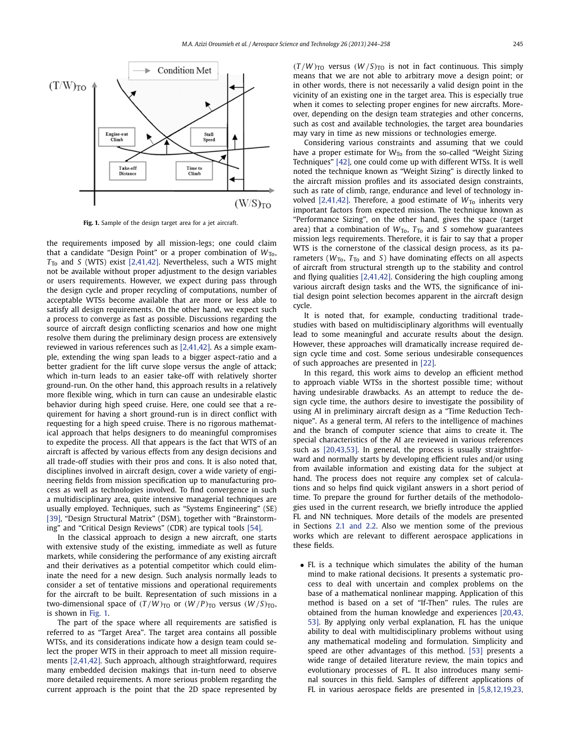Fig. 1. Sample of the design target area for a jet aircraft.

the requirements imposed by all mission-legs; one could claim that a candidate "Design Point" or a proper combination of $W_{To}$, $T_{To}$ and $S$ (WTS) exist [2,41,42]. Nevertheless, such a WTS might not be available without proper adjustment to the design variables or users requirements. However, we expect during pass through the design cycle and proper recycling of computations, number of acceptable WTSs become available that are more or less able to satisfy all design requirements. On the other hand, we expect such a process to converge as fast as possible. Discussions regarding the source of aircraft design conflicting scenarios and how one might resolve them during the preliminary design process are extensively reviewed in various references such as [2,41,42]. As a simple example, extending the wing span leads to a bigger aspect-ratio and a better gradient for the lift curve slope versus the angle of attack; which in-turn leads to an easier take-off with relatively shorter ground-run. On the other hand, this approach results in a relatively more flexible wing, which in turn can cause an undesirable elastic behavior during high speed cruise. Here, one could see that a requirement for having a short ground-run is in direct conflict with requesting for a high speed cruise. There is no rigorous mathematical approach that helps designers to do meaningful compromises to expedite the process. All that appears is the fact that WTS of an aircraft is affected by various effects from any design decisions and all trade-off studies with their pros and cons. It is also noted that, disciplines involved in aircraft design, cover a wide variety of engineering fields from mission specification up to manufacturing process as well as technologies involved. To find convergence in such a multidisciplinary area, quite intensive managerial techniques are usually employed. Techniques, such as "Systems Engineering" (SE) [39], "Design Structural Matrix" (DSM), together with "Brainstorming" and "Critical Design Reviews" (CDR) are typical tools [54].

In the classical approach to design a new aircraft, one starts with extensive study of the existing, immediate as well as future markets, while considering the performance of any existing aircraft and their derivatives as a potential competitor which could eliminate the need for a new design. Such analysis normally leads to consider a set of tentative missions and operational requirements for the aircraft to be built. Representation of such missions in a two-dimensional space of $(T/W)_{TO}$ or $(W/P)_{TO}$ versus $(W/S)_{TO}$, is shown in Fig. 1.

The part of the space where all requirements are satisfied is referred to as "Target Area". The target area contains all possible WTSs, and its considerations indicate how a design team could select the proper WTS in their approach to meet all mission requirements [2,41,42]. Such approach, although straightforward, requires many embedded decision makings that in-turn need to observe more detailed requirements. A more serious problem regarding the current approach is the point that the 2D space represented by $(T/W)_{TO}$ versus $(W/S)_{TO}$ is not in fact continuous. This simply means that we are not able to arbitrary move a design point; or in other words, there is not necessarily a valid design point in the vicinity of an existing one in the target area. This is especially true when it comes to selecting proper engines for new aircrafts. Moreover, depending on the design team strategies and other concerns, such as cost and available technologies, the target area boundaries may vary in time as new missions or technologies emerge.

Considering various constraints and assuming that we could have a proper estimate for $W_{To}$ from the so-called "Weight Sizing Techniques" [42], one could come up with different WTSs. It is well noted the technique known as "Weight Sizing" is directly linked to the aircraft mission profiles and its associated design constraints, such as rate of climb, range, endurance and level of technology involved [2,41,42]. Therefore, a good estimate of $W_{To}$ inherits very important factors from expected mission. The technique known as "Performance Sizing", on the other hand, gives the space (target area) that a combination of $W_{To}$, $T_{To}$ and $S$ somehow guarantees mission legs requirements. Therefore, it is fair to say that a proper WTS is the cornerstone of the classical design process, as its parameters ($W_{To}$, $T_{To}$ and $S$) have dominating effects on all aspects of aircraft from structural strength up to the stability and control and flying qualities [2,41,42]. Considering the high coupling among various aircraft design tasks and the WTS, the significance of initial design point selection becomes apparent in the aircraft design cycle.

It is noted that, for example, conducting traditional trade-studies with based on multidisciplinary algorithms will eventually lead to some meaningful and accurate results about the design. However, these approaches will dramatically increase required design cycle time and cost. Some serious undesirable consequences of such approaches are presented in [22].

In this regard, this work aims to develop an efficient method to approach viable WTSs in the shortest possible time; without having undesirable drawbacks. As an attempt to reduce the design cycle time, the authors desire to investigate the possibility of using AI in preliminary aircraft design as a "Time Reduction Technique". As a general term, AI refers to the intelligence of machines and the branch of computer science that aims to create it. The special characteristics of the AI are reviewed in various references such as [20,43,53]. In general, the process is usually straightforward and normally starts by developing efficient rules and/or using from available information and existing data for the subject at hand. The process does not require any complex set of calculations and so helps find quick vigilant answers in a short period of time. To prepare the ground for further details of the methodologies used in the current research, we briefly introduce the applied FL and NN techniques. More details of the models are presented in Sections 2.1 and 2.2. Also we mention some of the previous works which are relevant to different aerospace applications in these fields.

- FL is a technique which simulates the ability of the human mind to make rational decisions. It presents a systematic process to deal with uncertain and complex problems on the base of a mathematical nonlinear mapping. Application of this method is based on a set of "If-Then" rules. The rules are obtained from the human knowledge and experiences [20,43,53]. By applying only verbal explanation, FL has the unique ability to deal with multidisciplinary problems without using any mathematical modeling and formulation. Simplicity and speed are other advantages of this method. [53] presents a wide range of detailed literature review, the main topics and evolutionary processes of FL. It also introduces many seminal sources in this field. Samples of different applications of FL in various aerospace fields are presented in [5,8,12,19,23,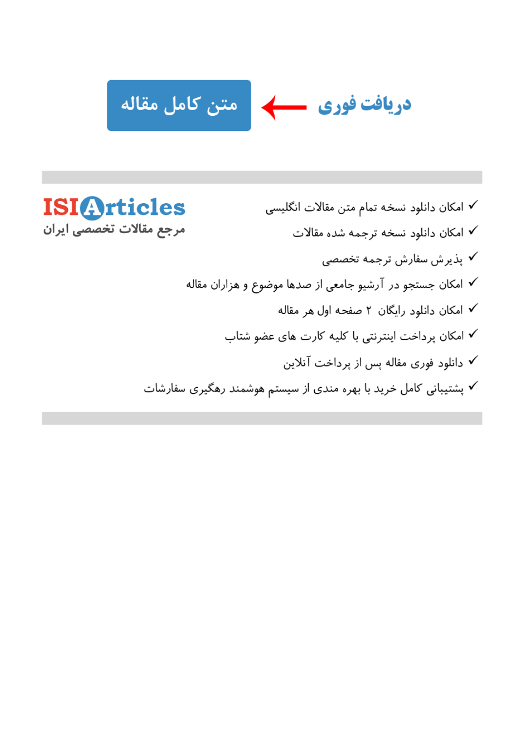دریافت فوری ← **متن کامل مقاله**

**ISIArticles**
مرجع مقالات تخصصی ایران

- ✓ امکان دانلود نسخه تمام متن مقالات انگلیسی
- ✓ امکان دانلود نسخه ترجمه شده مقالات
- ✓ پذیرش سفارش ترجمه تخصصی
- ✓ امکان جستجو در آرشیو جامعی از صدها موضوع و هزاران مقاله
- ✓ امکان دانلود رایگان ۲ صفحه اول هر مقاله
- ✓ امکان پرداخت اینترنتی با کلیه کارت های عضو شتاب
- ✓ دانلود فوری مقاله پس از پرداخت آنلاین
- ✓ پشتیبانی کامل خرید با بهره مندی از سیستم هوشمند رهگیری سفارشات